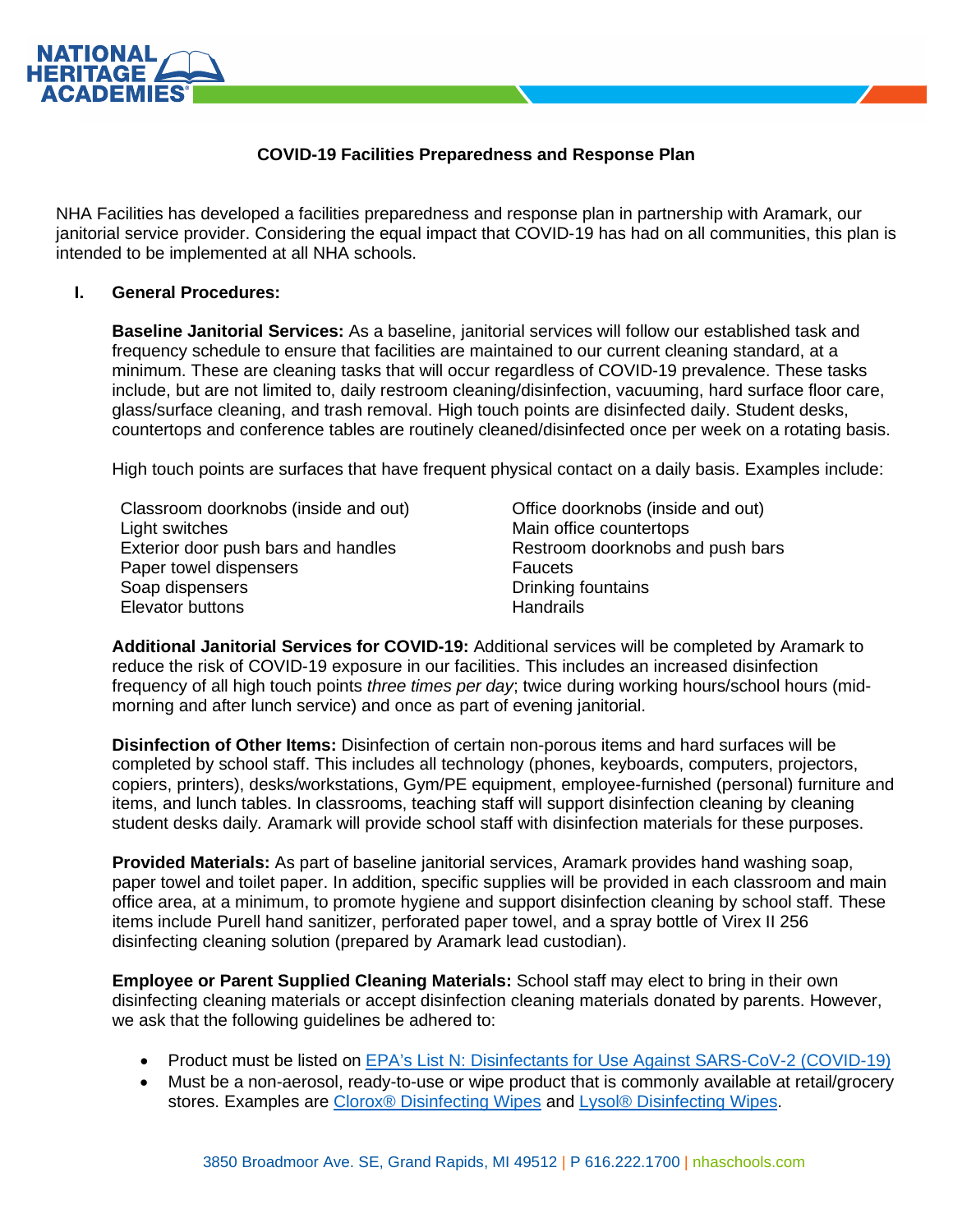# COVID-19 Facilities Preparedness and Response Plan

NHA Facilities has developed a facilities preparedness and response plan in partnership with Aramark, our janitorial service provider. Considering the equal impact that COVID-19 has had on all communities, this plan is intended to be implemented at all NHA schools.

## I. General Procedures:

**Baseline Janitorial Services:** As a baseline, janitorial services will follow our established task and frequency schedule to ensure that facilities are maintained to our current cleaning standard, at a minimum. These are cleaning tasks that will occur regardless of COVID-19 prevalence. These tasks include, but are not limited to, daily restroom cleaning/disinfection, vacuuming, hard surface floor care, glass/surface cleaning, and trash removal. High touch points are disinfected daily. Student desks, countertops and conference tables are routinely cleaned/disinfected once per week on a rotating basis.

High touch points are surfaces that have frequent physical contact on a daily basis. Examples include:

- Classroom doorknobs (inside and out)
- Light switches
- Exterior door push bars and handles
- Paper towel dispensers
- Soap dispensers
- Elevator buttons
- Office doorknobs (inside and out)
- Main office countertops
- Restroom doorknobs and push bars
- Faucets
- Drinking fountains
- Handrails

**Additional Janitorial Services for COVID-19:** Additional services will be completed by Aramark to reduce the risk of COVID-19 exposure in our facilities. This includes an increased disinfection frequency of all high touch points *three times per day*; twice during working hours/school hours (mid-morning and after lunch service) and once as part of evening janitorial.

**Disinfection of Other Items:** Disinfection of certain non-porous items and hard surfaces will be completed by school staff. This includes all technology (phones, keyboards, computers, projectors, copiers, printers), desks/workstations, Gym/PE equipment, employee-furnished (personal) furniture and items, and lunch tables. In classrooms, teaching staff will support disinfection cleaning by cleaning student desks daily. Aramark will provide school staff with disinfection materials for these purposes.

**Provided Materials:** As part of baseline janitorial services, Aramark provides hand washing soap, paper towel and toilet paper. In addition, specific supplies will be provided in each classroom and main office area, at a minimum, to promote hygiene and support disinfection cleaning by school staff. These items include Purell hand sanitizer, perforated paper towel, and a spray bottle of Virex II 256 disinfecting cleaning solution (prepared by Aramark lead custodian).

**Employee or Parent Supplied Cleaning Materials:** School staff may elect to bring in their own disinfecting cleaning materials or accept disinfection cleaning materials donated by parents. However, we ask that the following guidelines be adhered to:

- Product must be listed on EPA's List N: Disinfectants for Use Against SARS-CoV-2 (COVID-19)
- Must be a non-aerosol, ready-to-use or wipe product that is commonly available at retail/grocery stores. Examples are Clorox® Disinfecting Wipes and Lysol® Disinfecting Wipes.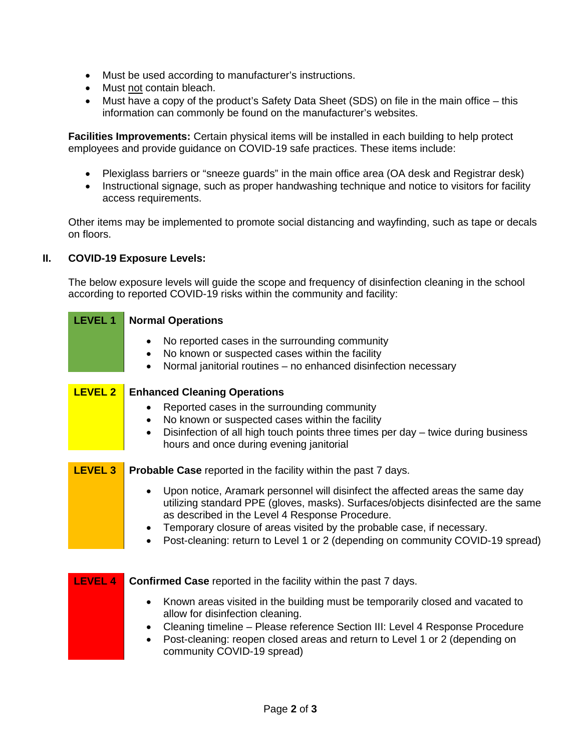- Must be used according to manufacturer's instructions.
- Must not contain bleach.
- Must have a copy of the product's Safety Data Sheet (SDS) on file in the main office – this information can commonly be found on the manufacturer's websites.

**Facilities Improvements:** Certain physical items will be installed in each building to help protect employees and provide guidance on COVID-19 safe practices. These items include:

- Plexiglass barriers or "sneeze guards" in the main office area (OA desk and Registrar desk)
- Instructional signage, such as proper handwashing technique and notice to visitors for facility access requirements.

Other items may be implemented to promote social distancing and wayfinding, such as tape or decals on floors.

## II. COVID-19 Exposure Levels:

The below exposure levels will guide the scope and frequency of disinfection cleaning in the school according to reported COVID-19 risks within the community and facility:

**LEVEL 1** — **Normal Operations**

- No reported cases in the surrounding community
- No known or suspected cases within the facility
- Normal janitorial routines – no enhanced disinfection necessary

**LEVEL 2** — **Enhanced Cleaning Operations**

- Reported cases in the surrounding community
- No known or suspected cases within the facility
- Disinfection of all high touch points three times per day – twice during business hours and once during evening janitorial

**LEVEL 3** — **Probable Case** reported in the facility within the past 7 days.

- Upon notice, Aramark personnel will disinfect the affected areas the same day utilizing standard PPE (gloves, masks). Surfaces/objects disinfected are the same as described in the Level 4 Response Procedure.
- Temporary closure of areas visited by the probable case, if necessary.
- Post-cleaning: return to Level 1 or 2 (depending on community COVID-19 spread)

**LEVEL 4** — **Confirmed Case** reported in the facility within the past 7 days.

- Known areas visited in the building must be temporarily closed and vacated to allow for disinfection cleaning.
- Cleaning timeline – Please reference Section III: Level 4 Response Procedure
- Post-cleaning: reopen closed areas and return to Level 1 or 2 (depending on community COVID-19 spread)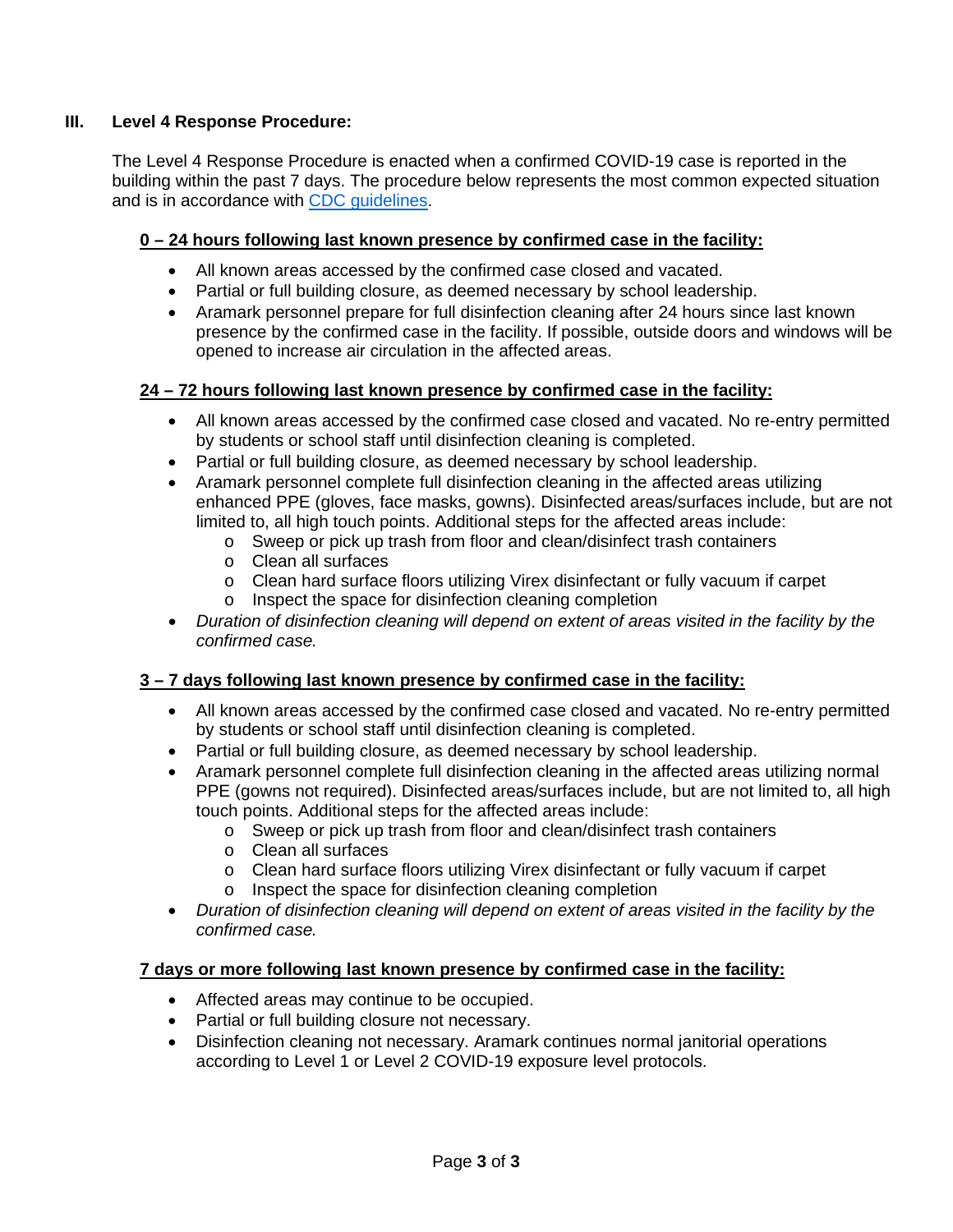## III. Level 4 Response Procedure:

The Level 4 Response Procedure is enacted when a confirmed COVID-19 case is reported in the building within the past 7 days. The procedure below represents the most common expected situation and is in accordance with [CDC guidelines](CDC guidelines).

**0 – 24 hours following last known presence by confirmed case in the facility:**

- All known areas accessed by the confirmed case closed and vacated.
- Partial or full building closure, as deemed necessary by school leadership.
- Aramark personnel prepare for full disinfection cleaning after 24 hours since last known presence by the confirmed case in the facility. If possible, outside doors and windows will be opened to increase air circulation in the affected areas.

**24 – 72 hours following last known presence by confirmed case in the facility:**

- All known areas accessed by the confirmed case closed and vacated. No re-entry permitted by students or school staff until disinfection cleaning is completed.
- Partial or full building closure, as deemed necessary by school leadership.
- Aramark personnel complete full disinfection cleaning in the affected areas utilizing enhanced PPE (gloves, face masks, gowns). Disinfected areas/surfaces include, but are not limited to, all high touch points. Additional steps for the affected areas include:
  - Sweep or pick up trash from floor and clean/disinfect trash containers
  - Clean all surfaces
  - Clean hard surface floors utilizing Virex disinfectant or fully vacuum if carpet
  - Inspect the space for disinfection cleaning completion
- *Duration of disinfection cleaning will depend on extent of areas visited in the facility by the confirmed case.*

**3 – 7 days following last known presence by confirmed case in the facility:**

- All known areas accessed by the confirmed case closed and vacated. No re-entry permitted by students or school staff until disinfection cleaning is completed.
- Partial or full building closure, as deemed necessary by school leadership.
- Aramark personnel complete full disinfection cleaning in the affected areas utilizing normal PPE (gowns not required). Disinfected areas/surfaces include, but are not limited to, all high touch points. Additional steps for the affected areas include:
  - Sweep or pick up trash from floor and clean/disinfect trash containers
  - Clean all surfaces
  - Clean hard surface floors utilizing Virex disinfectant or fully vacuum if carpet
  - Inspect the space for disinfection cleaning completion
- *Duration of disinfection cleaning will depend on extent of areas visited in the facility by the confirmed case.*

**7 days or more following last known presence by confirmed case in the facility:**

- Affected areas may continue to be occupied.
- Partial or full building closure not necessary.
- Disinfection cleaning not necessary. Aramark continues normal janitorial operations according to Level 1 or Level 2 COVID-19 exposure level protocols.